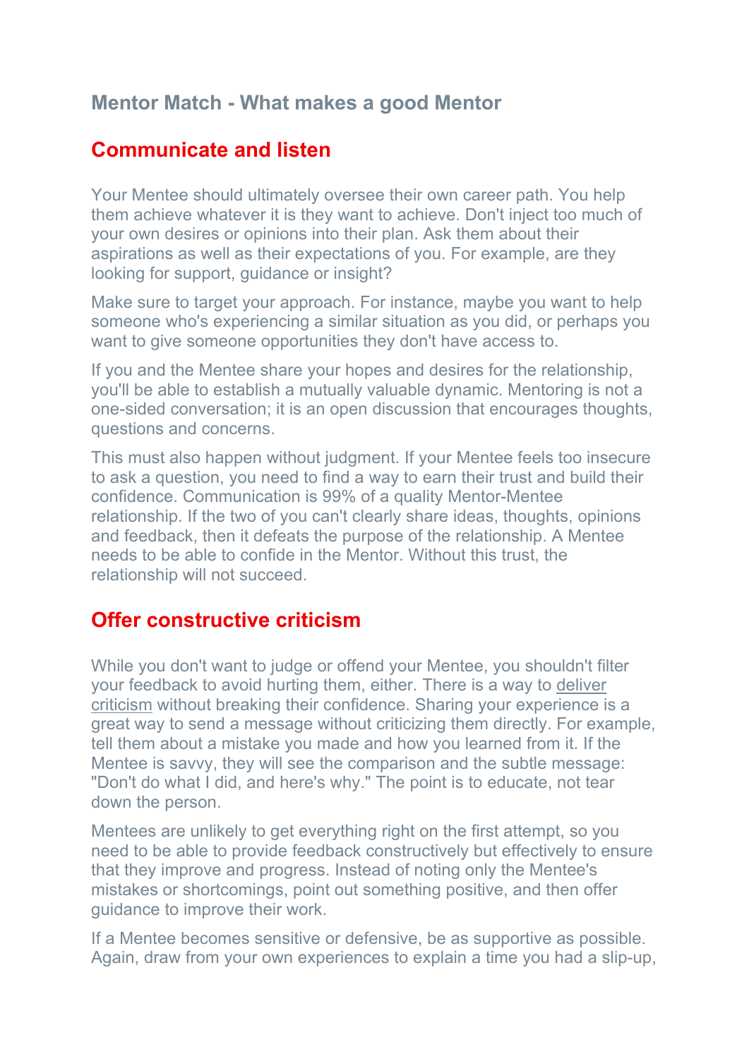# Mentor Match - What makes a good Mentor

## Communicate and listen

Your Mentee should ultimately oversee their own career path. You help them achieve whatever it is they want to achieve. Don't inject too much of your own desires or opinions into their plan. Ask them about their aspirations as well as their expectations of you. For example, are they looking for support, guidance or insight?

Make sure to target your approach. For instance, maybe you want to help someone who's experiencing a similar situation as you did, or perhaps you want to give someone opportunities they don't have access to.

If you and the Mentee share your hopes and desires for the relationship, you'll be able to establish a mutually valuable dynamic. Mentoring is not a one-sided conversation; it is an open discussion that encourages thoughts, questions and concerns.

This must also happen without judgment. If your Mentee feels too insecure to ask a question, you need to find a way to earn their trust and build their confidence. Communication is 99% of a quality Mentor-Mentee relationship. If the two of you can't clearly share ideas, thoughts, opinions and feedback, then it defeats the purpose of the relationship. A Mentee needs to be able to confide in the Mentor. Without this trust, the relationship will not succeed.

## Offer constructive criticism

While you don't want to judge or offend your Mentee, you shouldn't filter your feedback to avoid hurting them, either. There is a way to deliver criticism without breaking their confidence. Sharing your experience is a great way to send a message without criticizing them directly. For example, tell them about a mistake you made and how you learned from it. If the Mentee is savvy, they will see the comparison and the subtle message: "Don't do what I did, and here's why." The point is to educate, not tear down the person.

Mentees are unlikely to get everything right on the first attempt, so you need to be able to provide feedback constructively but effectively to ensure that they improve and progress. Instead of noting only the Mentee's mistakes or shortcomings, point out something positive, and then offer guidance to improve their work.

If a Mentee becomes sensitive or defensive, be as supportive as possible. Again, draw from your own experiences to explain a time you had a slip-up,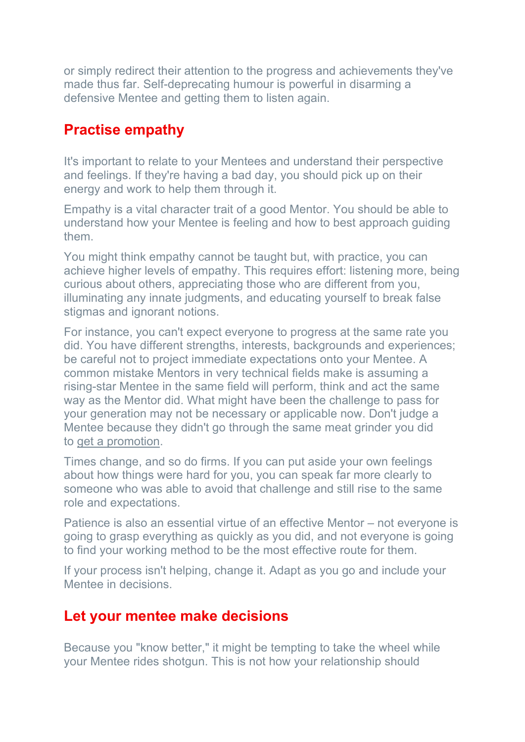or simply redirect their attention to the progress and achievements they've made thus far. Self-deprecating humour is powerful in disarming a defensive Mentee and getting them to listen again.

## Practise empathy

It's important to relate to your Mentees and understand their perspective and feelings. If they're having a bad day, you should pick up on their energy and work to help them through it.

Empathy is a vital character trait of a good Mentor. You should be able to understand how your Mentee is feeling and how to best approach guiding them.

You might think empathy cannot be taught but, with practice, you can achieve higher levels of empathy. This requires effort: listening more, being curious about others, appreciating those who are different from you, illuminating any innate judgments, and educating yourself to break false stigmas and ignorant notions.

For instance, you can't expect everyone to progress at the same rate you did. You have different strengths, interests, backgrounds and experiences; be careful not to project immediate expectations onto your Mentee. A common mistake Mentors in very technical fields make is assuming a rising-star Mentee in the same field will perform, think and act the same way as the Mentor did. What might have been the challenge to pass for your generation may not be necessary or applicable now. Don't judge a Mentee because they didn't go through the same meat grinder you did to get a promotion.

Times change, and so do firms. If you can put aside your own feelings about how things were hard for you, you can speak far more clearly to someone who was able to avoid that challenge and still rise to the same role and expectations.

Patience is also an essential virtue of an effective Mentor – not everyone is going to grasp everything as quickly as you did, and not everyone is going to find your working method to be the most effective route for them.

If your process isn't helping, change it. Adapt as you go and include your Mentee in decisions.

## Let your mentee make decisions

Because you "know better," it might be tempting to take the wheel while your Mentee rides shotgun. This is not how your relationship should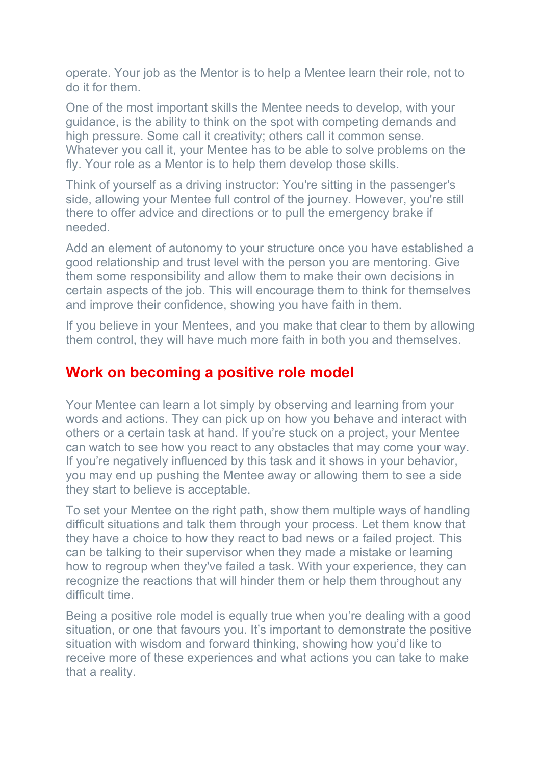operate. Your job as the Mentor is to help a Mentee learn their role, not to do it for them.

One of the most important skills the Mentee needs to develop, with your guidance, is the ability to think on the spot with competing demands and high pressure. Some call it creativity; others call it common sense. Whatever you call it, your Mentee has to be able to solve problems on the fly. Your role as a Mentor is to help them develop those skills.

Think of yourself as a driving instructor: You're sitting in the passenger's side, allowing your Mentee full control of the journey. However, you're still there to offer advice and directions or to pull the emergency brake if needed.

Add an element of autonomy to your structure once you have established a good relationship and trust level with the person you are mentoring. Give them some responsibility and allow them to make their own decisions in certain aspects of the job. This will encourage them to think for themselves and improve their confidence, showing you have faith in them.

If you believe in your Mentees, and you make that clear to them by allowing them control, they will have much more faith in both you and themselves.

## Work on becoming a positive role model

Your Mentee can learn a lot simply by observing and learning from your words and actions. They can pick up on how you behave and interact with others or a certain task at hand. If you're stuck on a project, your Mentee can watch to see how you react to any obstacles that may come your way. If you're negatively influenced by this task and it shows in your behavior, you may end up pushing the Mentee away or allowing them to see a side they start to believe is acceptable.

To set your Mentee on the right path, show them multiple ways of handling difficult situations and talk them through your process. Let them know that they have a choice to how they react to bad news or a failed project. This can be talking to their supervisor when they made a mistake or learning how to regroup when they've failed a task. With your experience, they can recognize the reactions that will hinder them or help them throughout any difficult time.

Being a positive role model is equally true when you're dealing with a good situation, or one that favours you. It's important to demonstrate the positive situation with wisdom and forward thinking, showing how you'd like to receive more of these experiences and what actions you can take to make that a reality.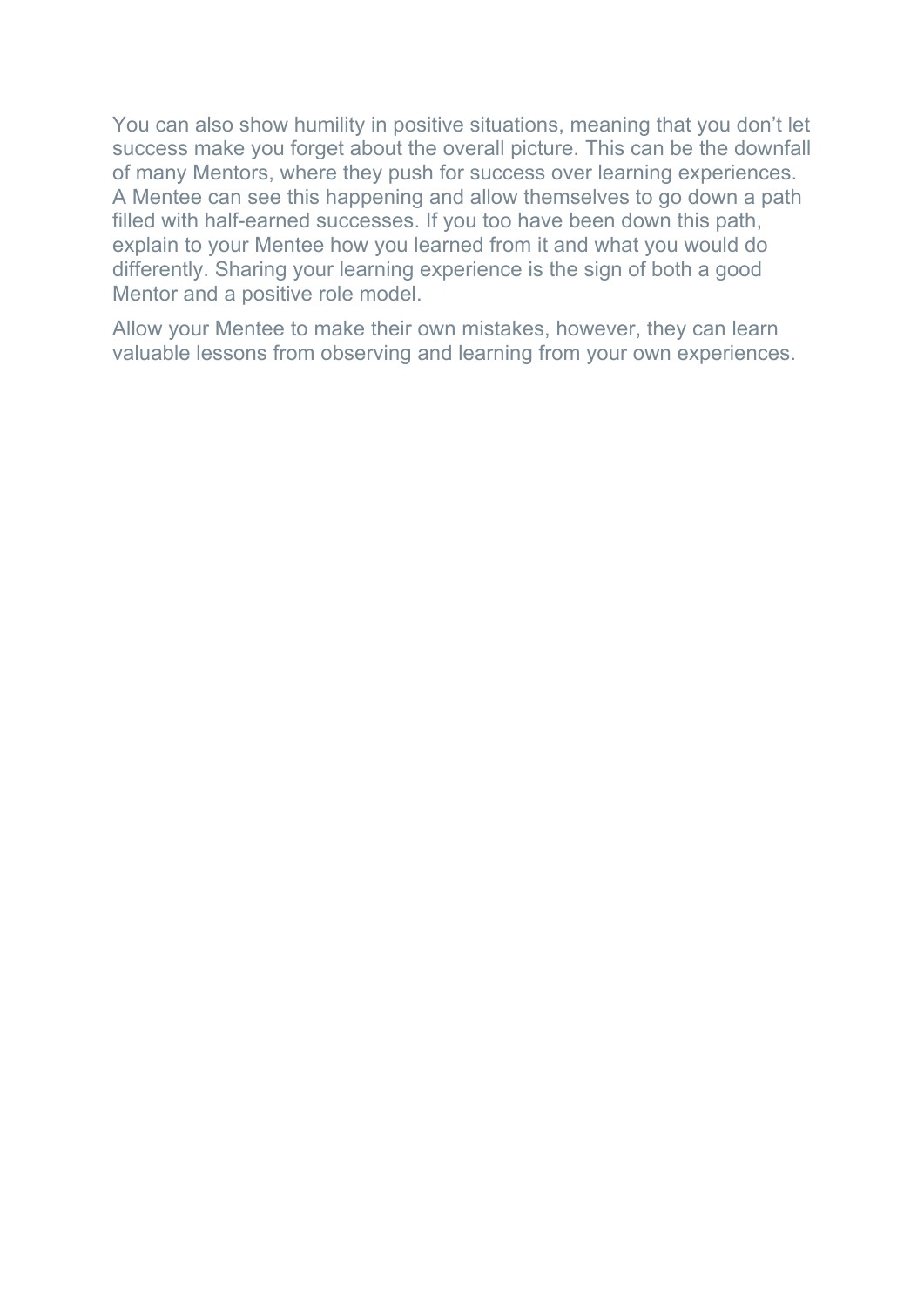You can also show humility in positive situations, meaning that you don't let success make you forget about the overall picture. This can be the downfall of many Mentors, where they push for success over learning experiences. A Mentee can see this happening and allow themselves to go down a path filled with half-earned successes. If you too have been down this path, explain to your Mentee how you learned from it and what you would do differently. Sharing your learning experience is the sign of both a good Mentor and a positive role model.

Allow your Mentee to make their own mistakes, however, they can learn valuable lessons from observing and learning from your own experiences.